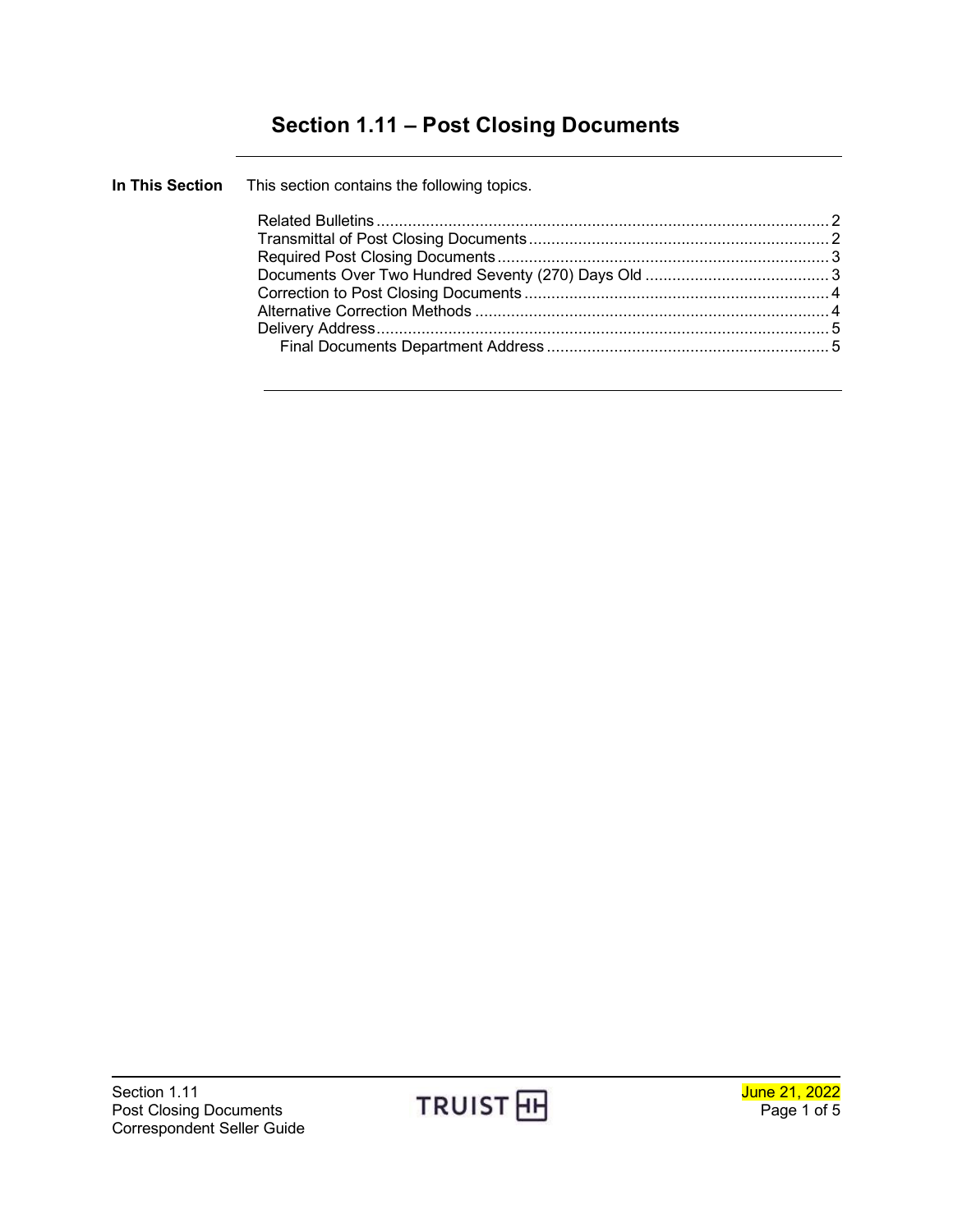# Section 1.11 – Post Closing Documents

**In This Section** This section contains the following topics.

| Topic | Page |
|---|---|
| Related Bulletins | 2 |
| Transmittal of Post Closing Documents | 2 |
| Required Post Closing Documents | 3 |
| Documents Over Two Hundred Seventy (270) Days Old | 3 |
| Correction to Post Closing Documents | 4 |
| Alternative Correction Methods | 4 |
| Delivery Address | 5 |
| Final Documents Department Address | 5 |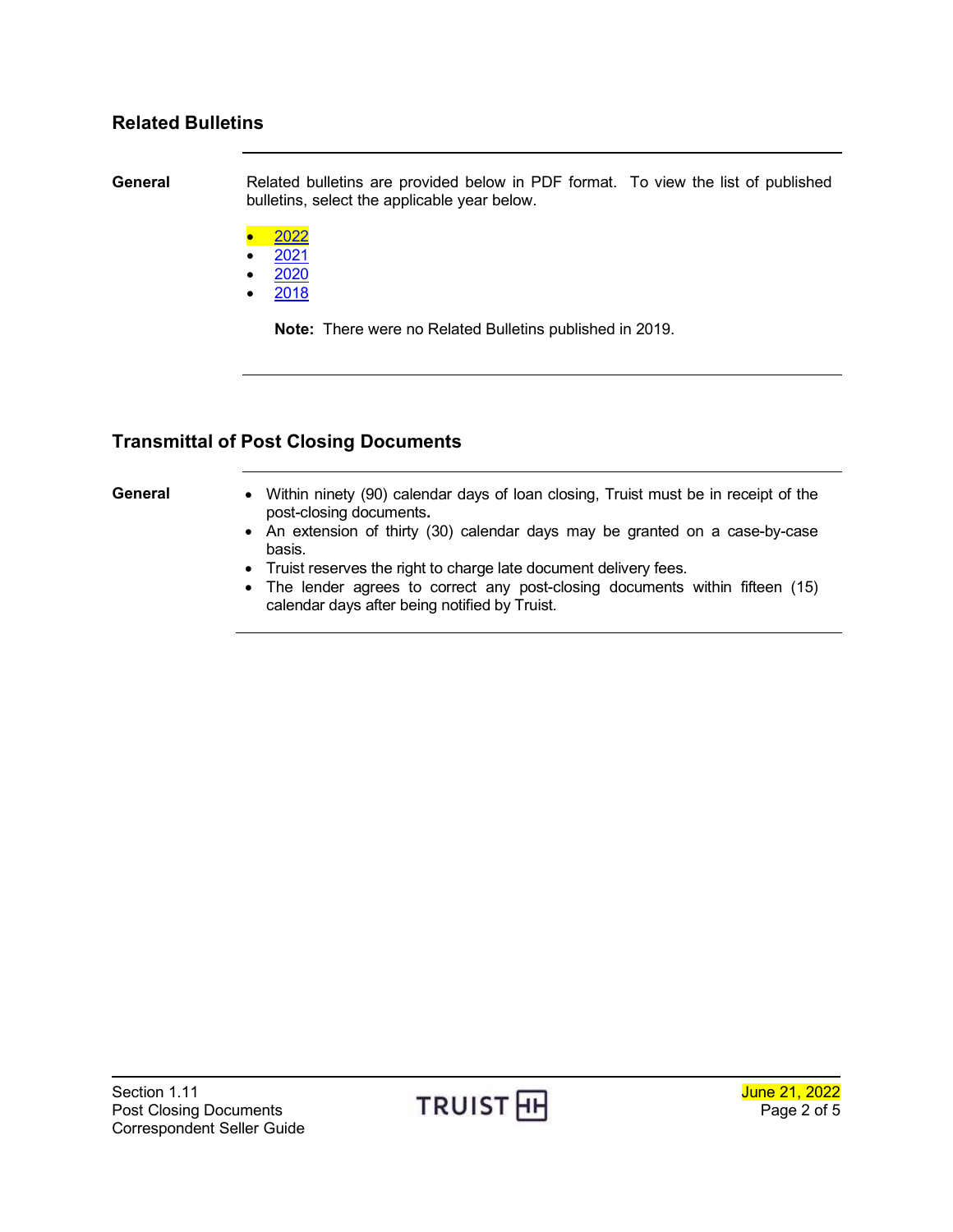## Related Bulletins

**General**

Related bulletins are provided below in PDF format. To view the list of published bulletins, select the applicable year below.

- 2022
- 2021
- 2020
- 2018

**Note:** There were no Related Bulletins published in 2019.

## Transmittal of Post Closing Documents

**General**

- Within ninety (90) calendar days of loan closing, Truist must be in receipt of the post-closing documents.
- An extension of thirty (30) calendar days may be granted on a case-by-case basis.
- Truist reserves the right to charge late document delivery fees.
- The lender agrees to correct any post-closing documents within fifteen (15) calendar days after being notified by Truist.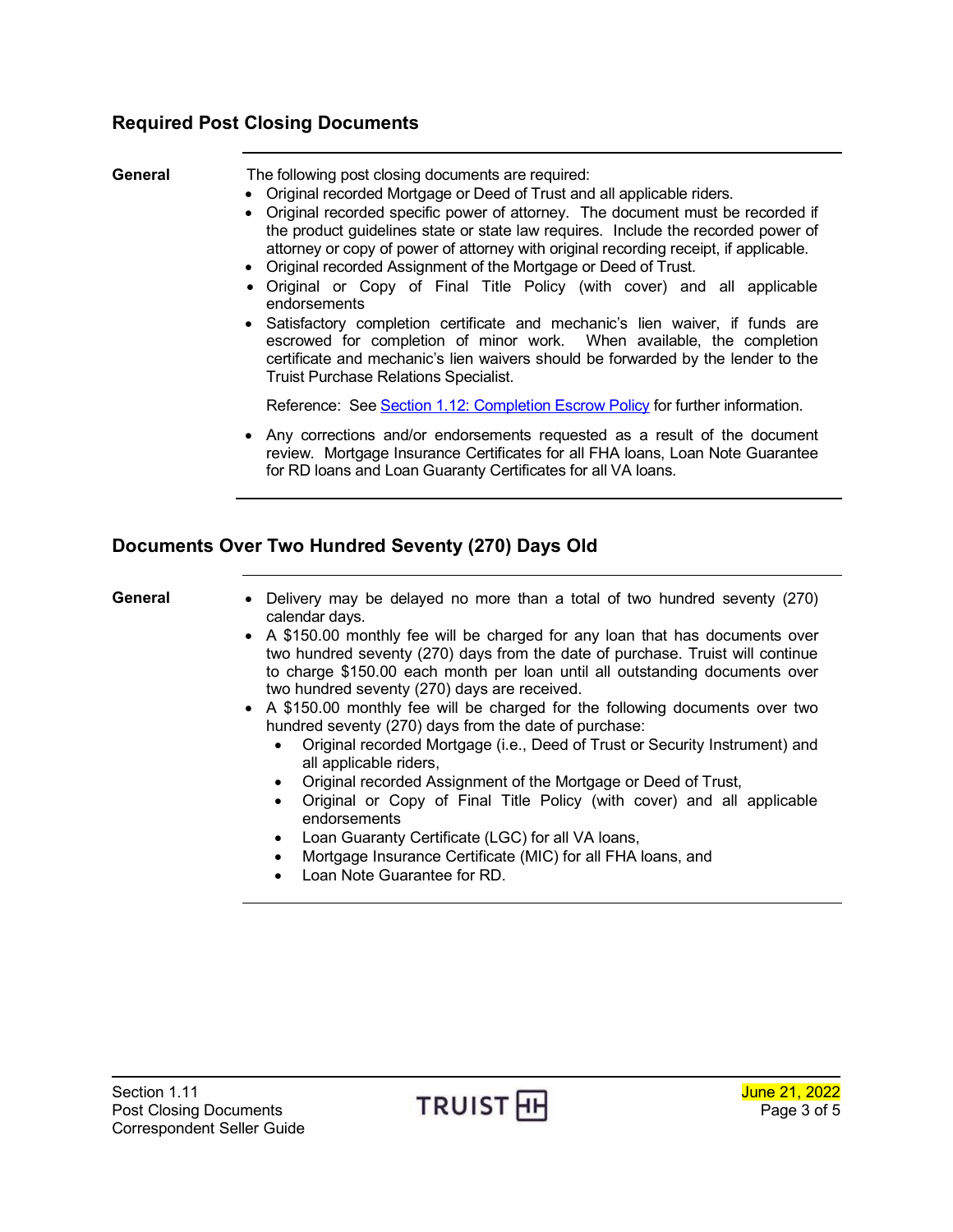## Required Post Closing Documents

**General**

The following post closing documents are required:

- Original recorded Mortgage or Deed of Trust and all applicable riders.
- Original recorded specific power of attorney. The document must be recorded if the product guidelines state or state law requires. Include the recorded power of attorney or copy of power of attorney with original recording receipt, if applicable.
- Original recorded Assignment of the Mortgage or Deed of Trust.
- Original or Copy of Final Title Policy (with cover) and all applicable endorsements
- Satisfactory completion certificate and mechanic's lien waiver, if funds are escrowed for completion of minor work. When available, the completion certificate and mechanic's lien waivers should be forwarded by the lender to the Truist Purchase Relations Specialist.

  Reference: See Section 1.12: Completion Escrow Policy for further information.

- Any corrections and/or endorsements requested as a result of the document review. Mortgage Insurance Certificates for all FHA loans, Loan Note Guarantee for RD loans and Loan Guaranty Certificates for all VA loans.

## Documents Over Two Hundred Seventy (270) Days Old

**General**

- Delivery may be delayed no more than a total of two hundred seventy (270) calendar days.
- A $150.00 monthly fee will be charged for any loan that has documents over two hundred seventy (270) days from the date of purchase. Truist will continue to charge $150.00 each month per loan until all outstanding documents over two hundred seventy (270) days are received.
- A $150.00 monthly fee will be charged for the following documents over two hundred seventy (270) days from the date of purchase:
  - Original recorded Mortgage (i.e., Deed of Trust or Security Instrument) and all applicable riders,
  - Original recorded Assignment of the Mortgage or Deed of Trust,
  - Original or Copy of Final Title Policy (with cover) and all applicable endorsements
  - Loan Guaranty Certificate (LGC) for all VA loans,
  - Mortgage Insurance Certificate (MIC) for all FHA loans, and
  - Loan Note Guarantee for RD.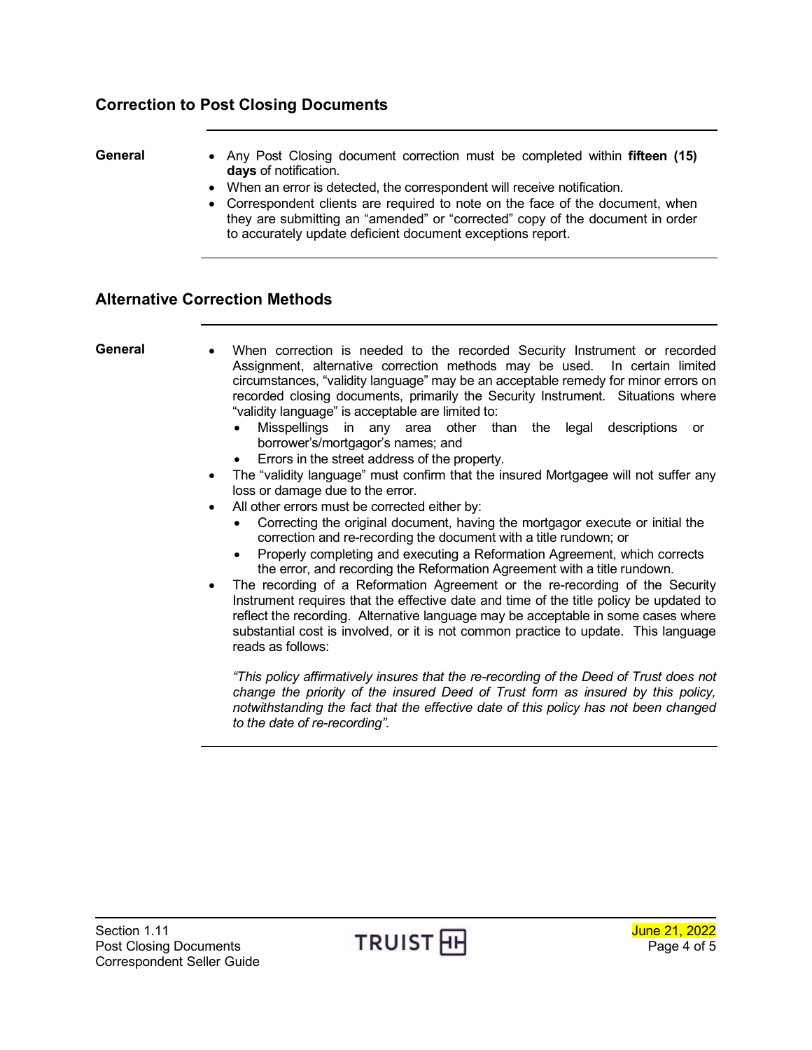## Correction to Post Closing Documents

**General**

- Any Post Closing document correction must be completed within **fifteen (15) days** of notification.
- When an error is detected, the correspondent will receive notification.
- Correspondent clients are required to note on the face of the document, when they are submitting an "amended" or "corrected" copy of the document in order to accurately update deficient document exceptions report.

## Alternative Correction Methods

**General**

- When correction is needed to the recorded Security Instrument or recorded Assignment, alternative correction methods may be used. In certain limited circumstances, "validity language" may be an acceptable remedy for minor errors on recorded closing documents, primarily the Security Instrument. Situations where "validity language" is acceptable are limited to:
  - Misspellings in any area other than the legal descriptions or borrower's/mortgagor's names; and
  - Errors in the street address of the property.
- The "validity language" must confirm that the insured Mortgagee will not suffer any loss or damage due to the error.
- All other errors must be corrected either by:
  - Correcting the original document, having the mortgagor execute or initial the correction and re-recording the document with a title rundown; or
  - Properly completing and executing a Reformation Agreement, which corrects the error, and recording the Reformation Agreement with a title rundown.
- The recording of a Reformation Agreement or the re-recording of the Security Instrument requires that the effective date and time of the title policy be updated to reflect the recording. Alternative language may be acceptable in some cases where substantial cost is involved, or it is not common practice to update. This language reads as follows:

  *"This policy affirmatively insures that the re-recording of the Deed of Trust does not change the priority of the insured Deed of Trust form as insured by this policy, notwithstanding the fact that the effective date of this policy has not been changed to the date of re-recording".*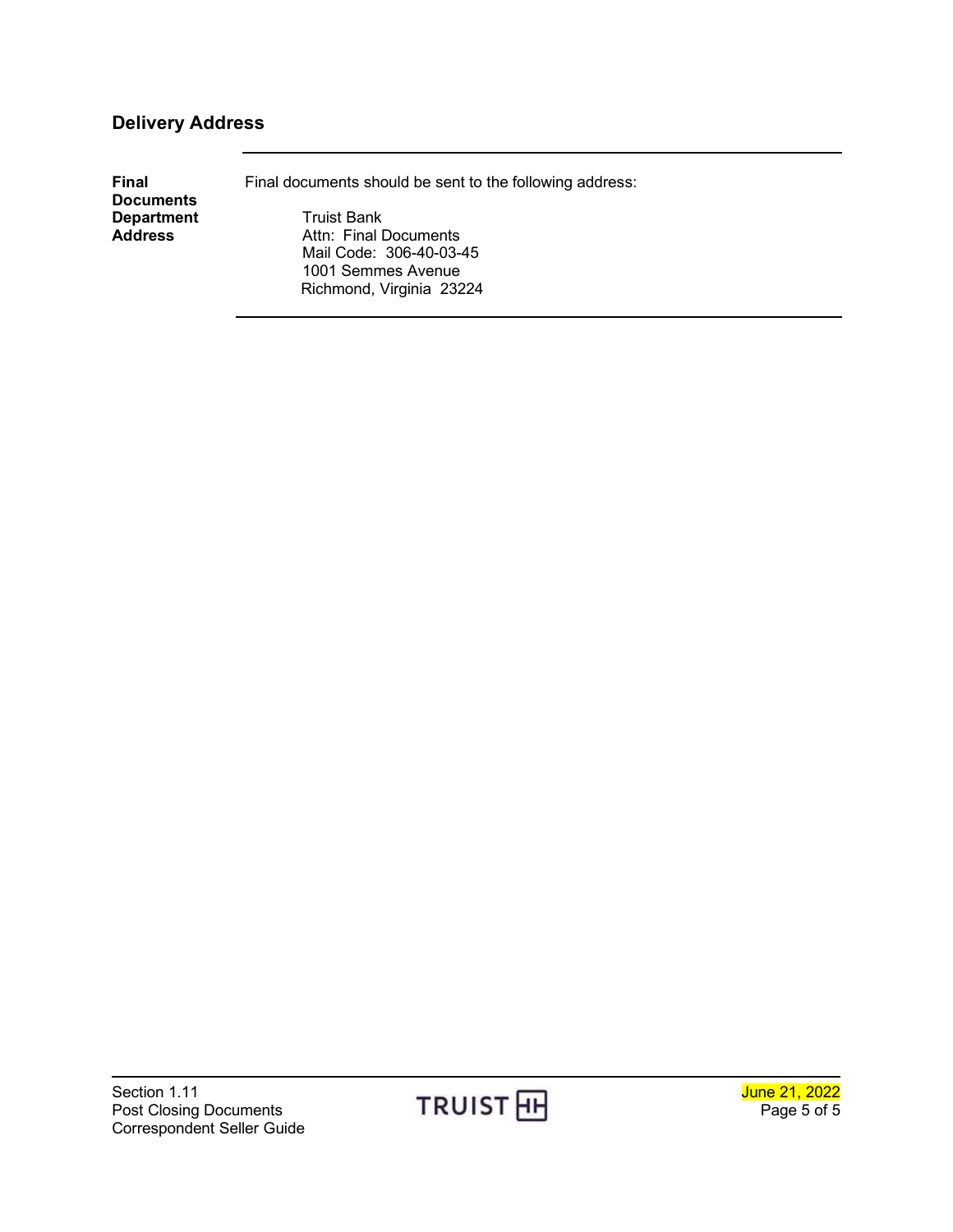## Delivery Address

**Final Documents Department Address**

Final documents should be sent to the following address:

Truist Bank
Attn: Final Documents
Mail Code: 306-40-03-45
1001 Semmes Avenue
Richmond, Virginia 23224